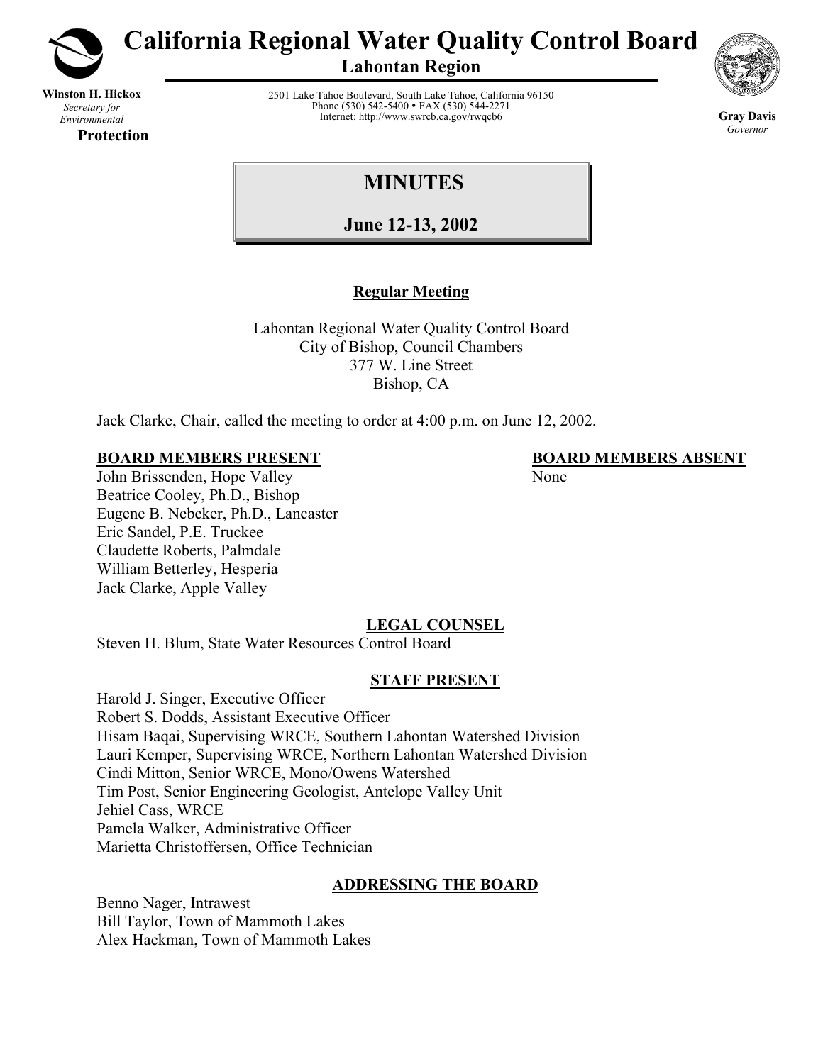# California Regional Water Quality Control Board

**Lahontan Region**

**Winston H. Hickox**
*Secretary for Environmental*
**Protection**

2501 Lake Tahoe Boulevard, South Lake Tahoe, California 96150
Phone (530) 542-5400 • FAX (530) 544-2271
Internet: http://www.swrcb.ca.gov/rwqcb6

**Gray Davis**
*Governor*

## MINUTES

**June 12-13, 2002**

### Regular Meeting

Lahontan Regional Water Quality Control Board
City of Bishop, Council Chambers
377 W. Line Street
Bishop, CA

Jack Clarke, Chair, called the meeting to order at 4:00 p.m. on June 12, 2002.

**BOARD MEMBERS PRESENT**

John Brissenden, Hope Valley
Beatrice Cooley, Ph.D., Bishop
Eugene B. Nebeker, Ph.D., Lancaster
Eric Sandel, P.E. Truckee
Claudette Roberts, Palmdale
William Betterley, Hesperia
Jack Clarke, Apple Valley

**BOARD MEMBERS ABSENT**

None

**LEGAL COUNSEL**

Steven H. Blum, State Water Resources Control Board

**STAFF PRESENT**

Harold J. Singer, Executive Officer
Robert S. Dodds, Assistant Executive Officer
Hisam Baqai, Supervising WRCE, Southern Lahontan Watershed Division
Lauri Kemper, Supervising WRCE, Northern Lahontan Watershed Division
Cindi Mitton, Senior WRCE, Mono/Owens Watershed
Tim Post, Senior Engineering Geologist, Antelope Valley Unit
Jehiel Cass, WRCE
Pamela Walker, Administrative Officer
Marietta Christoffersen, Office Technician

**ADDRESSING THE BOARD**

Benno Nager, Intrawest
Bill Taylor, Town of Mammoth Lakes
Alex Hackman, Town of Mammoth Lakes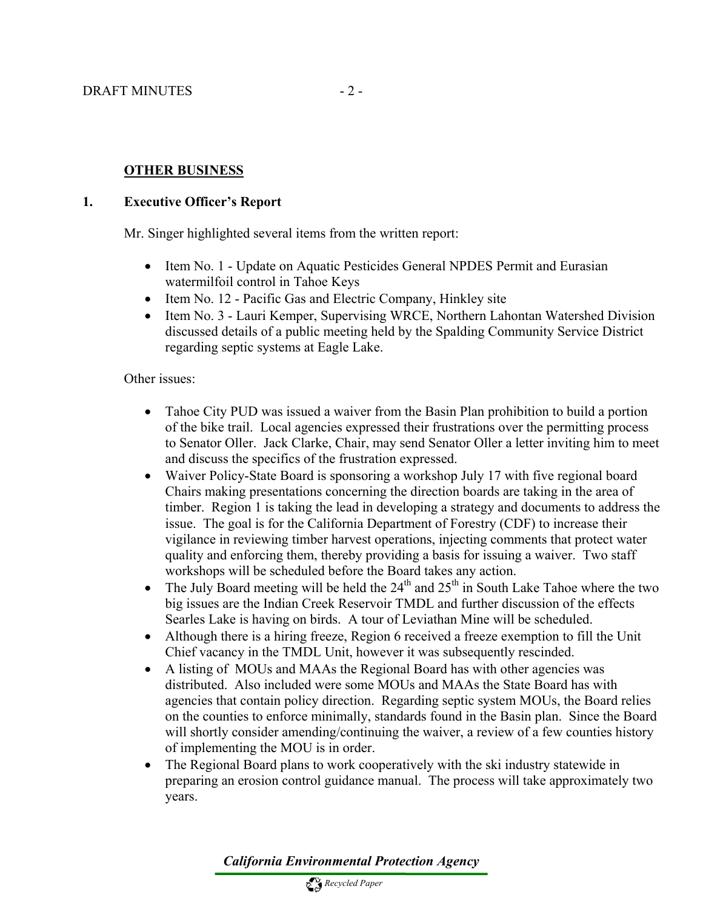## OTHER BUSINESS

**1. Executive Officer's Report**

Mr. Singer highlighted several items from the written report:

- Item No. 1 - Update on Aquatic Pesticides General NPDES Permit and Eurasian watermilfoil control in Tahoe Keys
- Item No. 12 - Pacific Gas and Electric Company, Hinkley site
- Item No. 3 - Lauri Kemper, Supervising WRCE, Northern Lahontan Watershed Division discussed details of a public meeting held by the Spalding Community Service District regarding septic systems at Eagle Lake.

Other issues:

- Tahoe City PUD was issued a waiver from the Basin Plan prohibition to build a portion of the bike trail. Local agencies expressed their frustrations over the permitting process to Senator Oller. Jack Clarke, Chair, may send Senator Oller a letter inviting him to meet and discuss the specifics of the frustration expressed.
- Waiver Policy-State Board is sponsoring a workshop July 17 with five regional board Chairs making presentations concerning the direction boards are taking in the area of timber. Region 1 is taking the lead in developing a strategy and documents to address the issue. The goal is for the California Department of Forestry (CDF) to increase their vigilance in reviewing timber harvest operations, injecting comments that protect water quality and enforcing them, thereby providing a basis for issuing a waiver. Two staff workshops will be scheduled before the Board takes any action.
- The July Board meeting will be held the 24th and 25th in South Lake Tahoe where the two big issues are the Indian Creek Reservoir TMDL and further discussion of the effects Searles Lake is having on birds. A tour of Leviathan Mine will be scheduled.
- Although there is a hiring freeze, Region 6 received a freeze exemption to fill the Unit Chief vacancy in the TMDL Unit, however it was subsequently rescinded.
- A listing of MOUs and MAAs the Regional Board has with other agencies was distributed. Also included were some MOUs and MAAs the State Board has with agencies that contain policy direction. Regarding septic system MOUs, the Board relies on the counties to enforce minimally, standards found in the Basin plan. Since the Board will shortly consider amending/continuing the waiver, a review of a few counties history of implementing the MOU is in order.
- The Regional Board plans to work cooperatively with the ski industry statewide in preparing an erosion control guidance manual. The process will take approximately two years.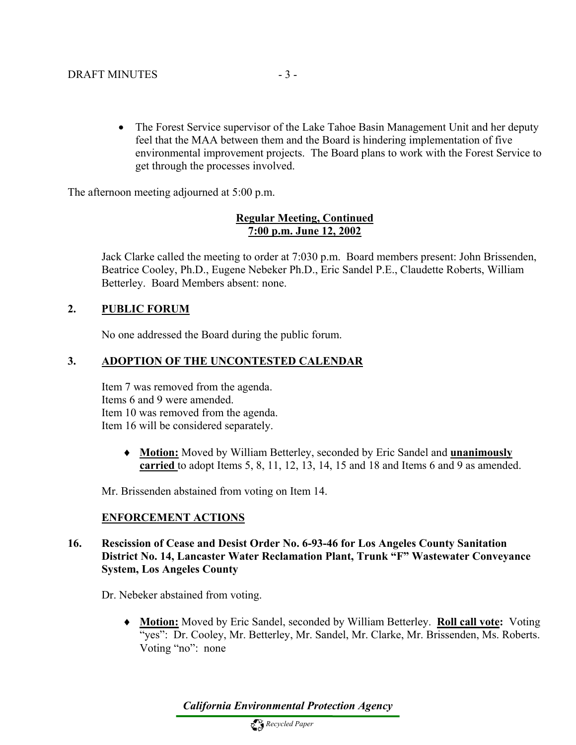- The Forest Service supervisor of the Lake Tahoe Basin Management Unit and her deputy feel that the MAA between them and the Board is hindering implementation of five environmental improvement projects. The Board plans to work with the Forest Service to get through the processes involved.

The afternoon meeting adjourned at 5:00 p.m.

**Regular Meeting, Continued**
**7:00 p.m. June 12, 2002**

Jack Clarke called the meeting to order at 7:030 p.m. Board members present: John Brissenden, Beatrice Cooley, Ph.D., Eugene Nebeker Ph.D., Eric Sandel P.E., Claudette Roberts, William Betterley. Board Members absent: none.

## 2. PUBLIC FORUM

No one addressed the Board during the public forum.

## 3. ADOPTION OF THE UNCONTESTED CALENDAR

Item 7 was removed from the agenda.
Items 6 and 9 were amended.
Item 10 was removed from the agenda.
Item 16 will be considered separately.

- **Motion:** Moved by William Betterley, seconded by Eric Sandel and **unanimously carried** to adopt Items 5, 8, 11, 12, 13, 14, 15 and 18 and Items 6 and 9 as amended.

Mr. Brissenden abstained from voting on Item 14.

## ENFORCEMENT ACTIONS

## 16. Rescission of Cease and Desist Order No. 6-93-46 for Los Angeles County Sanitation District No. 14, Lancaster Water Reclamation Plant, Trunk "F" Wastewater Conveyance System, Los Angeles County

Dr. Nebeker abstained from voting.

- **Motion:** Moved by Eric Sandel, seconded by William Betterley. **Roll call vote:** Voting "yes": Dr. Cooley, Mr. Betterley, Mr. Sandel, Mr. Clarke, Mr. Brissenden, Ms. Roberts. Voting "no": none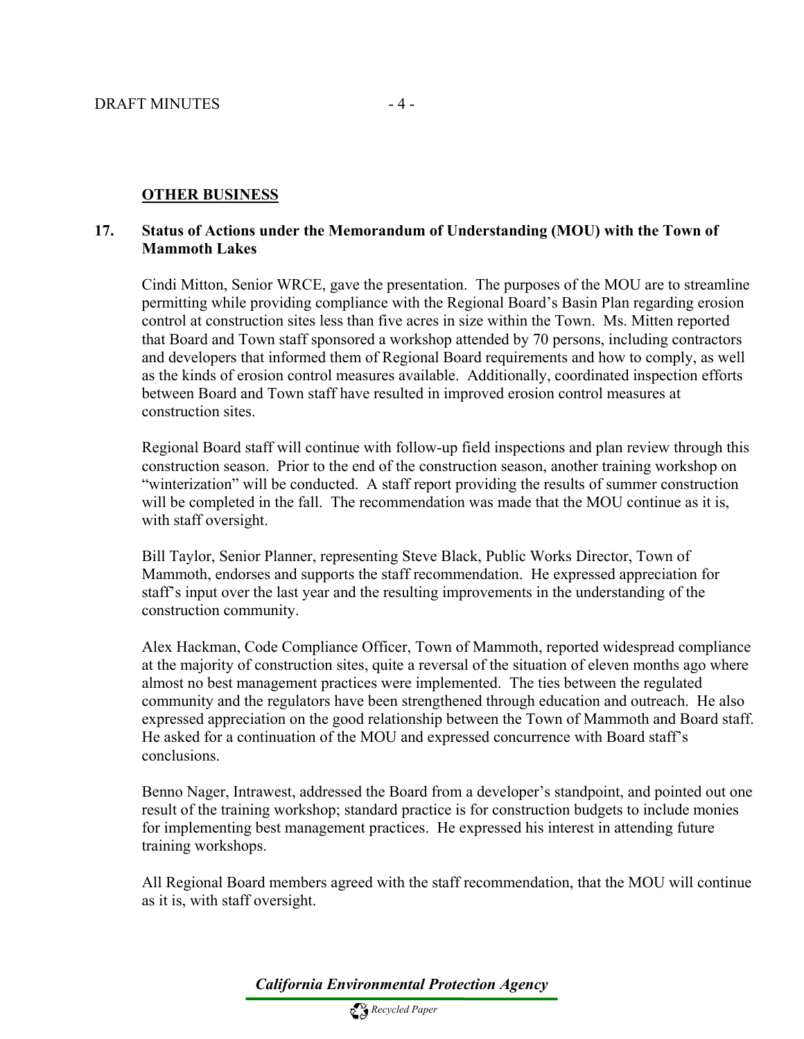## OTHER BUSINESS

### 17. Status of Actions under the Memorandum of Understanding (MOU) with the Town of Mammoth Lakes

Cindi Mitton, Senior WRCE, gave the presentation. The purposes of the MOU are to streamline permitting while providing compliance with the Regional Board's Basin Plan regarding erosion control at construction sites less than five acres in size within the Town. Ms. Mitten reported that Board and Town staff sponsored a workshop attended by 70 persons, including contractors and developers that informed them of Regional Board requirements and how to comply, as well as the kinds of erosion control measures available. Additionally, coordinated inspection efforts between Board and Town staff have resulted in improved erosion control measures at construction sites.

Regional Board staff will continue with follow-up field inspections and plan review through this construction season. Prior to the end of the construction season, another training workshop on "winterization" will be conducted. A staff report providing the results of summer construction will be completed in the fall. The recommendation was made that the MOU continue as it is, with staff oversight.

Bill Taylor, Senior Planner, representing Steve Black, Public Works Director, Town of Mammoth, endorses and supports the staff recommendation. He expressed appreciation for staff's input over the last year and the resulting improvements in the understanding of the construction community.

Alex Hackman, Code Compliance Officer, Town of Mammoth, reported widespread compliance at the majority of construction sites, quite a reversal of the situation of eleven months ago where almost no best management practices were implemented. The ties between the regulated community and the regulators have been strengthened through education and outreach. He also expressed appreciation on the good relationship between the Town of Mammoth and Board staff. He asked for a continuation of the MOU and expressed concurrence with Board staff's conclusions.

Benno Nager, Intrawest, addressed the Board from a developer's standpoint, and pointed out one result of the training workshop; standard practice is for construction budgets to include monies for implementing best management practices. He expressed his interest in attending future training workshops.

All Regional Board members agreed with the staff recommendation, that the MOU will continue as it is, with staff oversight.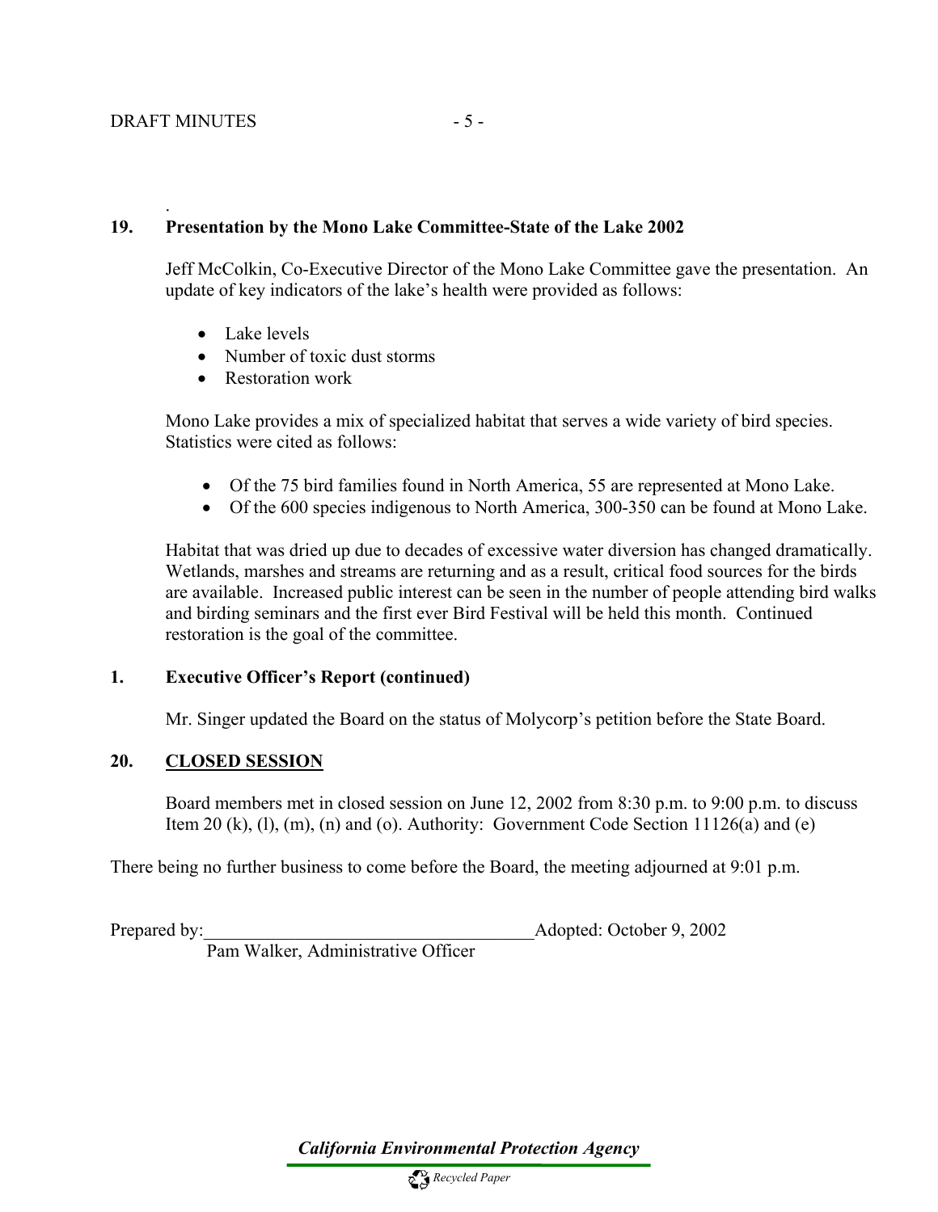## 19. Presentation by the Mono Lake Committee-State of the Lake 2002

Jeff McColkin, Co-Executive Director of the Mono Lake Committee gave the presentation. An update of key indicators of the lake's health were provided as follows:

- Lake levels
- Number of toxic dust storms
- Restoration work

Mono Lake provides a mix of specialized habitat that serves a wide variety of bird species. Statistics were cited as follows:

- Of the 75 bird families found in North America, 55 are represented at Mono Lake.
- Of the 600 species indigenous to North America, 300-350 can be found at Mono Lake.

Habitat that was dried up due to decades of excessive water diversion has changed dramatically. Wetlands, marshes and streams are returning and as a result, critical food sources for the birds are available. Increased public interest can be seen in the number of people attending bird walks and birding seminars and the first ever Bird Festival will be held this month. Continued restoration is the goal of the committee.

## 1. Executive Officer's Report (continued)

Mr. Singer updated the Board on the status of Molycorp's petition before the State Board.

## 20. CLOSED SESSION

Board members met in closed session on June 12, 2002 from 8:30 p.m. to 9:00 p.m. to discuss Item 20 (k), (l), (m), (n) and (o). Authority: Government Code Section 11126(a) and (e)

There being no further business to come before the Board, the meeting adjourned at 9:01 p.m.

Prepared by:\_\_\_\_\_\_\_\_\_\_\_\_\_\_\_\_\_\_\_\_\_\_\_\_\_\_\_\_\_\_\_\_\_\_\_\_ Adopted: October 9, 2002
Pam Walker, Administrative Officer